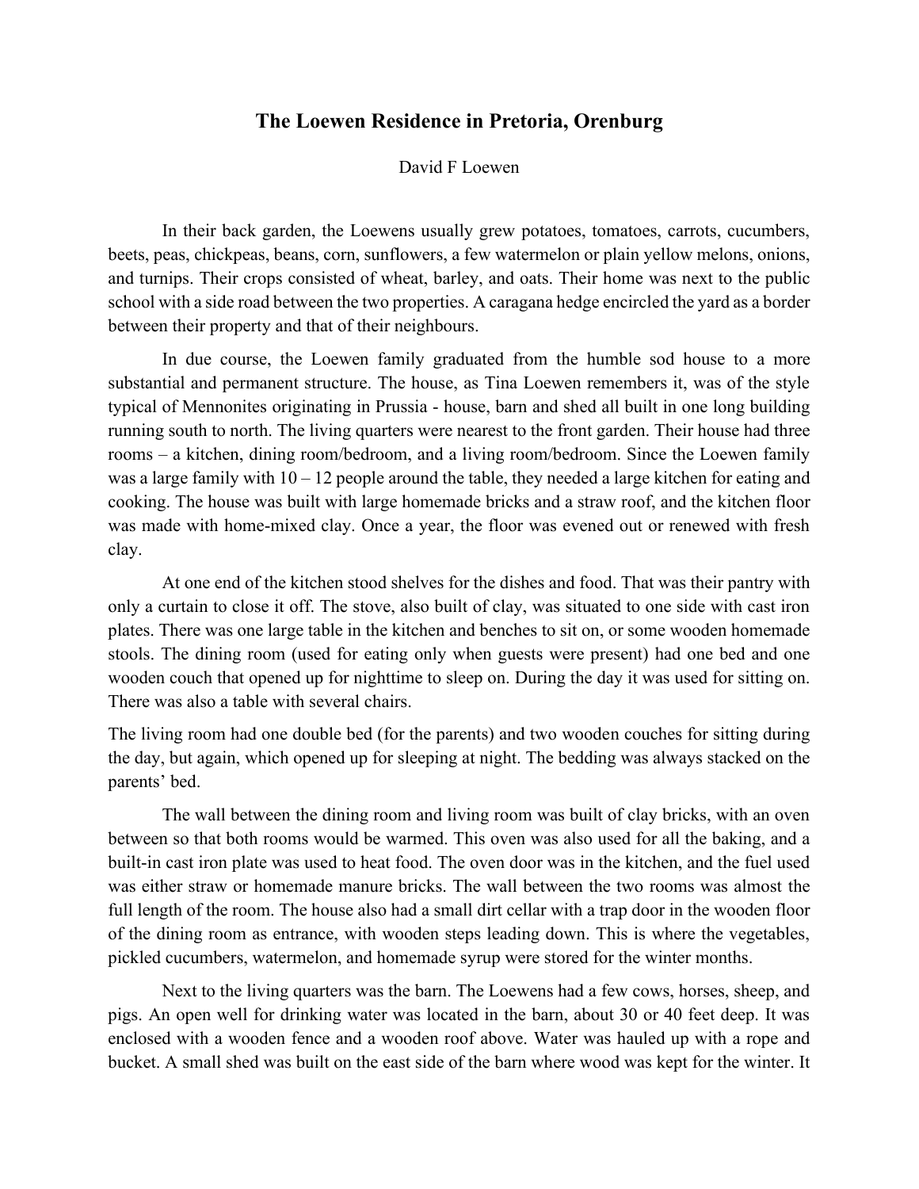# The Loewen Residence in Pretoria, Orenburg

David F Loewen

In their back garden, the Loewens usually grew potatoes, tomatoes, carrots, cucumbers, beets, peas, chickpeas, beans, corn, sunflowers, a few watermelon or plain yellow melons, onions, and turnips. Their crops consisted of wheat, barley, and oats. Their home was next to the public school with a side road between the two properties. A caragana hedge encircled the yard as a border between their property and that of their neighbours.

In due course, the Loewen family graduated from the humble sod house to a more substantial and permanent structure. The house, as Tina Loewen remembers it, was of the style typical of Mennonites originating in Prussia - house, barn and shed all built in one long building running south to north. The living quarters were nearest to the front garden. Their house had three rooms – a kitchen, dining room/bedroom, and a living room/bedroom. Since the Loewen family was a large family with 10 – 12 people around the table, they needed a large kitchen for eating and cooking. The house was built with large homemade bricks and a straw roof, and the kitchen floor was made with home-mixed clay. Once a year, the floor was evened out or renewed with fresh clay.

At one end of the kitchen stood shelves for the dishes and food. That was their pantry with only a curtain to close it off. The stove, also built of clay, was situated to one side with cast iron plates. There was one large table in the kitchen and benches to sit on, or some wooden homemade stools. The dining room (used for eating only when guests were present) had one bed and one wooden couch that opened up for nighttime to sleep on. During the day it was used for sitting on. There was also a table with several chairs.

The living room had one double bed (for the parents) and two wooden couches for sitting during the day, but again, which opened up for sleeping at night. The bedding was always stacked on the parents' bed.

The wall between the dining room and living room was built of clay bricks, with an oven between so that both rooms would be warmed. This oven was also used for all the baking, and a built-in cast iron plate was used to heat food. The oven door was in the kitchen, and the fuel used was either straw or homemade manure bricks. The wall between the two rooms was almost the full length of the room. The house also had a small dirt cellar with a trap door in the wooden floor of the dining room as entrance, with wooden steps leading down. This is where the vegetables, pickled cucumbers, watermelon, and homemade syrup were stored for the winter months.

Next to the living quarters was the barn. The Loewens had a few cows, horses, sheep, and pigs. An open well for drinking water was located in the barn, about 30 or 40 feet deep. It was enclosed with a wooden fence and a wooden roof above. Water was hauled up with a rope and bucket. A small shed was built on the east side of the barn where wood was kept for the winter. It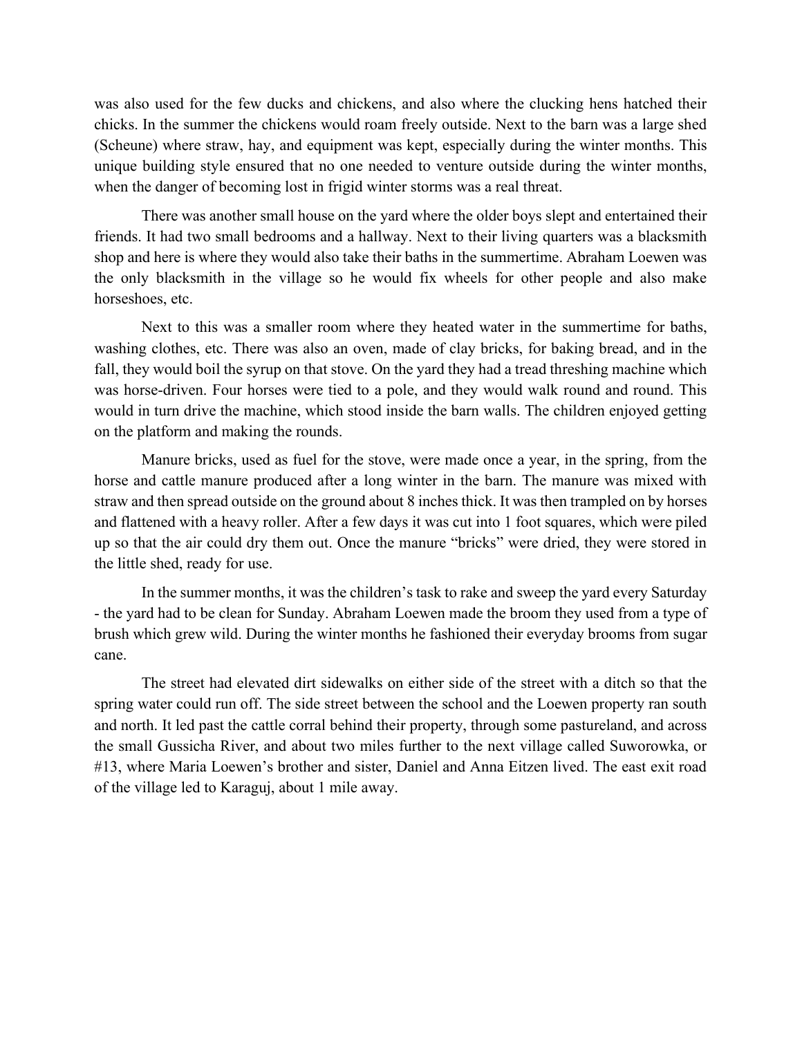was also used for the few ducks and chickens, and also where the clucking hens hatched their chicks. In the summer the chickens would roam freely outside. Next to the barn was a large shed (Scheune) where straw, hay, and equipment was kept, especially during the winter months. This unique building style ensured that no one needed to venture outside during the winter months, when the danger of becoming lost in frigid winter storms was a real threat.

There was another small house on the yard where the older boys slept and entertained their friends. It had two small bedrooms and a hallway. Next to their living quarters was a blacksmith shop and here is where they would also take their baths in the summertime. Abraham Loewen was the only blacksmith in the village so he would fix wheels for other people and also make horseshoes, etc.

Next to this was a smaller room where they heated water in the summertime for baths, washing clothes, etc. There was also an oven, made of clay bricks, for baking bread, and in the fall, they would boil the syrup on that stove. On the yard they had a tread threshing machine which was horse-driven. Four horses were tied to a pole, and they would walk round and round. This would in turn drive the machine, which stood inside the barn walls. The children enjoyed getting on the platform and making the rounds.

Manure bricks, used as fuel for the stove, were made once a year, in the spring, from the horse and cattle manure produced after a long winter in the barn. The manure was mixed with straw and then spread outside on the ground about 8 inches thick. It was then trampled on by horses and flattened with a heavy roller. After a few days it was cut into 1 foot squares, which were piled up so that the air could dry them out. Once the manure "bricks" were dried, they were stored in the little shed, ready for use.

In the summer months, it was the children's task to rake and sweep the yard every Saturday - the yard had to be clean for Sunday. Abraham Loewen made the broom they used from a type of brush which grew wild. During the winter months he fashioned their everyday brooms from sugar cane.

The street had elevated dirt sidewalks on either side of the street with a ditch so that the spring water could run off. The side street between the school and the Loewen property ran south and north. It led past the cattle corral behind their property, through some pastureland, and across the small Gussicha River, and about two miles further to the next village called Suworowka, or #13, where Maria Loewen's brother and sister, Daniel and Anna Eitzen lived. The east exit road of the village led to Karaguj, about 1 mile away.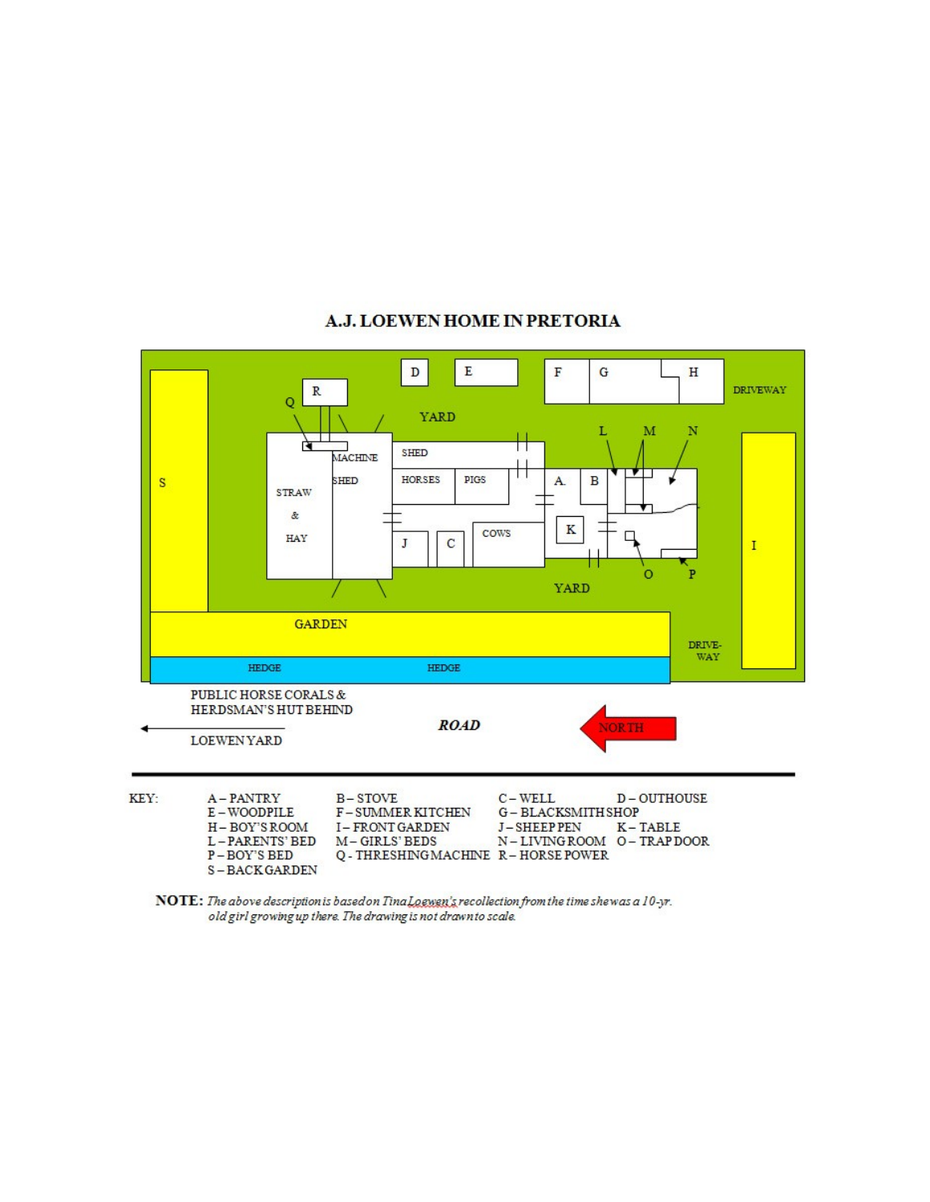# A.J. LOEWEN HOME IN PRETORIA

S

R

Q

D

E

F

G

H

DRIVEWAY

YARD

MACHINE SHED

STRAW & HAY

SHED

HORSES

PIGS

A

B

L

M

N

K

J

C

COWS

O

P

YARD

I

GARDEN

DRIVE-WAY

HEDGE

HEDGE

PUBLIC HORSE CORALS & HERDSMAN'S HUT BEHIND

LOEWEN YARD

ROAD

NORTH

| KEY: | | | | |
|---|---|---|---|---|
| | A – PANTRY | B – STOVE | C – WELL | D – OUTHOUSE |
| | E – WOODPILE | F – SUMMER KITCHEN | G – BLACKSMITH SHOP | |
| | H – BOY'S ROOM | I – FRONT GARDEN | J – SHEEP PEN | K – TABLE |
| | L – PARENTS' BED | M – GIRLS' BEDS | N – LIVING ROOM | O – TRAP DOOR |
| | P – BOY'S BED | Q - THRESHING MACHINE | R – HORSE POWER | |
| | S – BACK GARDEN | | | |

**NOTE:** *The above description is based on Tina Loewen's recollection from the time she was a 10-yr. old girl growing up there. The drawing is not drawn to scale.*